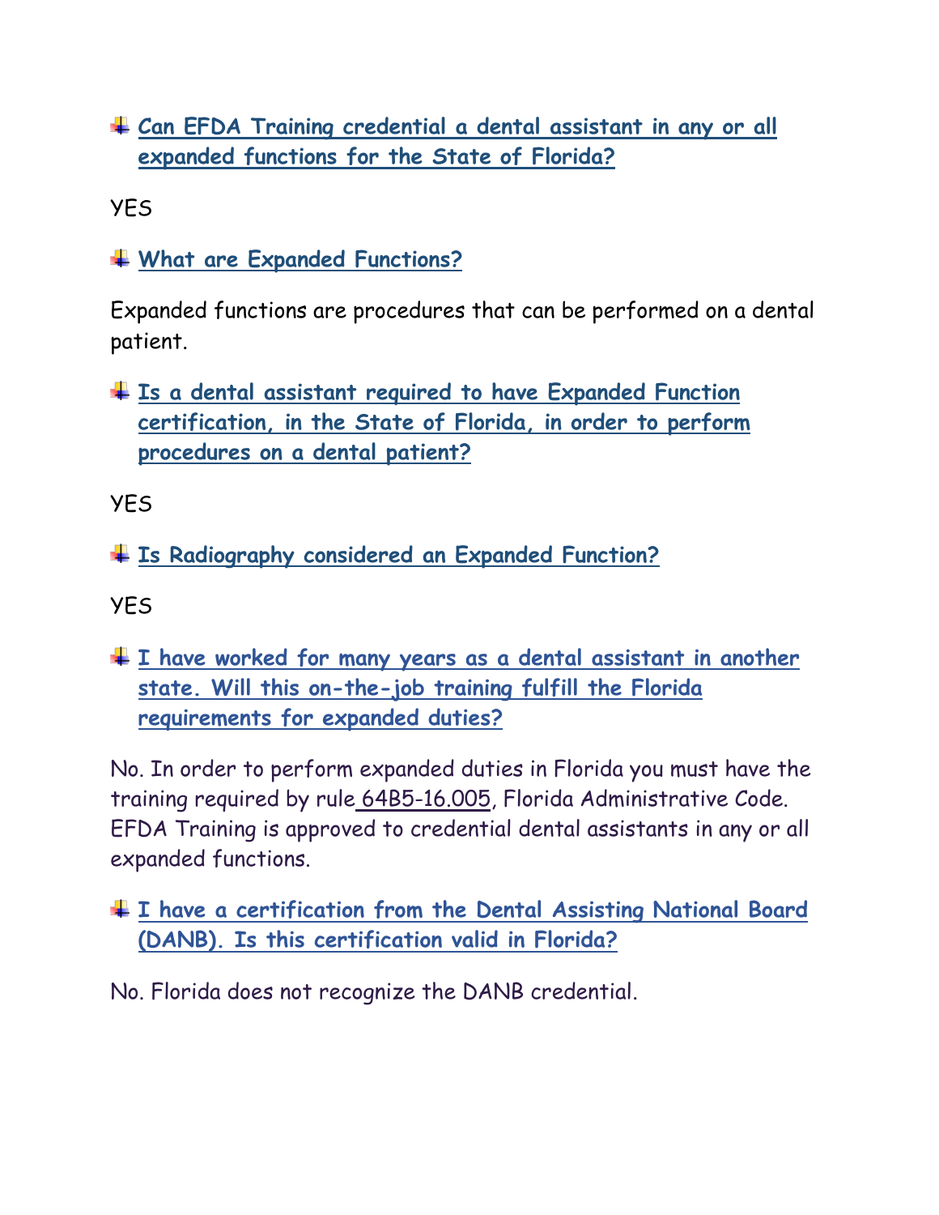- **Can EFDA Training credential a dental assistant in any or all expanded functions for the State of Florida?**

YES

- **What are Expanded Functions?**

Expanded functions are procedures that can be performed on a dental patient.

- **Is a dental assistant required to have Expanded Function certification, in the State of Florida, in order to perform procedures on a dental patient?**

YES

- **Is Radiography considered an Expanded Function?**

YES

- **I have worked for many years as a dental assistant in another state. Will this on-the-job training fulfill the Florida requirements for expanded duties?**

No. In order to perform expanded duties in Florida you must have the training required by rule 64B5-16.005, Florida Administrative Code. EFDA Training is approved to credential dental assistants in any or all expanded functions.

- **I have a certification from the Dental Assisting National Board (DANB). Is this certification valid in Florida?**

No. Florida does not recognize the DANB credential.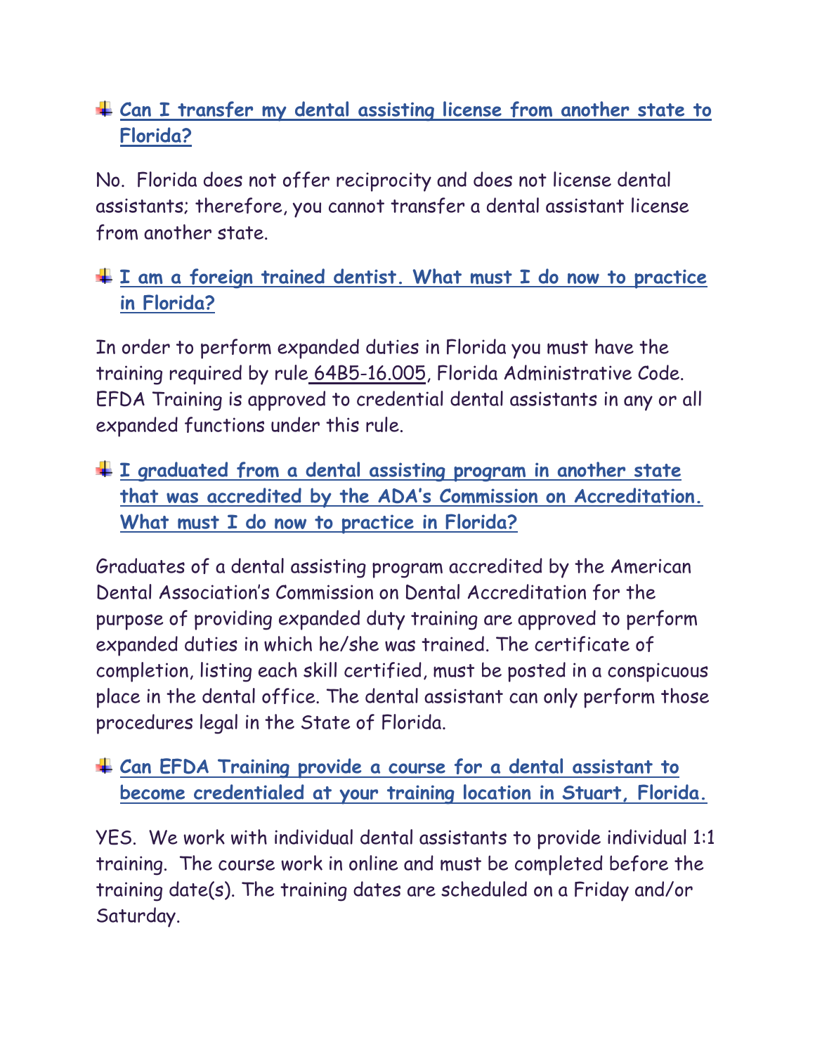- **Can I transfer my dental assisting license from another state to Florida?**

No. Florida does not offer reciprocity and does not license dental assistants; therefore, you cannot transfer a dental assistant license from another state.

- **I am a foreign trained dentist. What must I do now to practice in Florida?**

In order to perform expanded duties in Florida you must have the training required by rule 64B5-16.005, Florida Administrative Code. EFDA Training is approved to credential dental assistants in any or all expanded functions under this rule.

- **I graduated from a dental assisting program in another state that was accredited by the ADA's Commission on Accreditation. What must I do now to practice in Florida?**

Graduates of a dental assisting program accredited by the American Dental Association's Commission on Dental Accreditation for the purpose of providing expanded duty training are approved to perform expanded duties in which he/she was trained. The certificate of completion, listing each skill certified, must be posted in a conspicuous place in the dental office. The dental assistant can only perform those procedures legal in the State of Florida.

- **Can EFDA Training provide a course for a dental assistant to become credentialed at your training location in Stuart, Florida.**

YES. We work with individual dental assistants to provide individual 1:1 training. The course work in online and must be completed before the training date(s). The training dates are scheduled on a Friday and/or Saturday.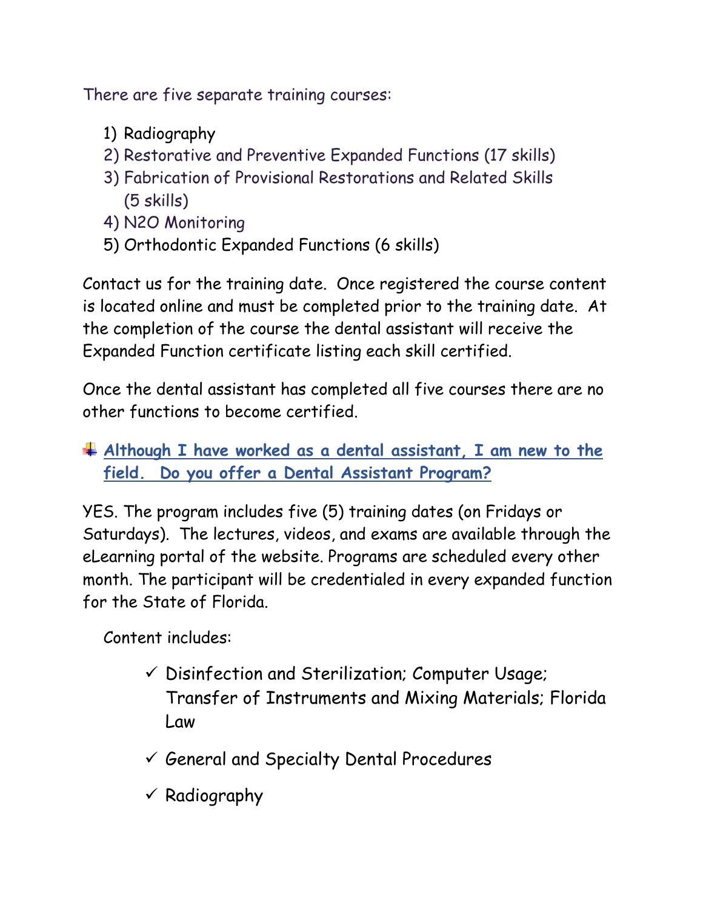There are five separate training courses:

1) Radiography
2) Restorative and Preventive Expanded Functions (17 skills)
3) Fabrication of Provisional Restorations and Related Skills (5 skills)
4) N2O Monitoring
5) Orthodontic Expanded Functions (6 skills)

Contact us for the training date. Once registered the course content is located online and must be completed prior to the training date. At the completion of the course the dental assistant will receive the Expanded Function certificate listing each skill certified.

Once the dental assistant has completed all five courses there are no other functions to become certified.

- **Although I have worked as a dental assistant, I am new to the field. Do you offer a Dental Assistant Program?**

YES. The program includes five (5) training dates (on Fridays or Saturdays). The lectures, videos, and exams are available through the eLearning portal of the website. Programs are scheduled every other month. The participant will be credentialed in every expanded function for the State of Florida.

Content includes:

- ✓ Disinfection and Sterilization; Computer Usage; Transfer of Instruments and Mixing Materials; Florida Law
- ✓ General and Specialty Dental Procedures
- ✓ Radiography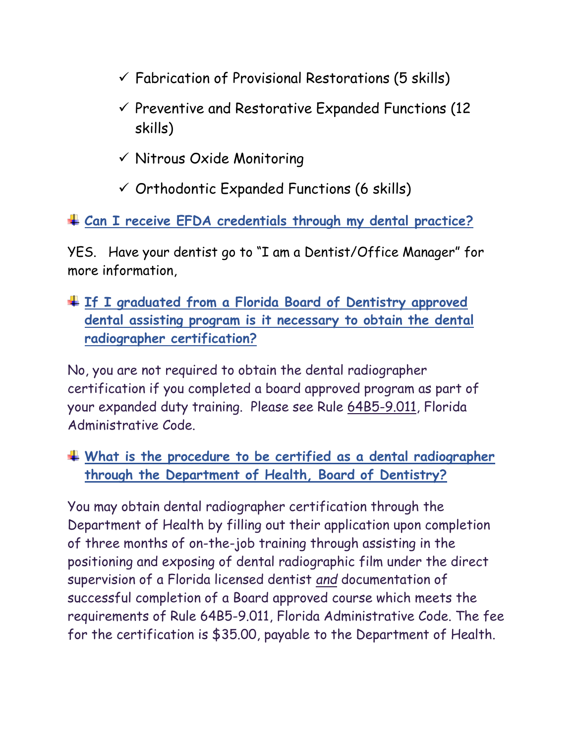- ✓ Fabrication of Provisional Restorations (5 skills)
- ✓ Preventive and Restorative Expanded Functions (12 skills)
- ✓ Nitrous Oxide Monitoring
- ✓ Orthodontic Expanded Functions (6 skills)

### Can I receive EFDA credentials through my dental practice?

YES. Have your dentist go to "I am a Dentist/Office Manager" for more information,

### If I graduated from a Florida Board of Dentistry approved dental assisting program is it necessary to obtain the dental radiographer certification?

No, you are not required to obtain the dental radiographer certification if you completed a board approved program as part of your expanded duty training. Please see Rule 64B5-9.011, Florida Administrative Code.

### What is the procedure to be certified as a dental radiographer through the Department of Health, Board of Dentistry?

You may obtain dental radiographer certification through the Department of Health by filling out their application upon completion of three months of on-the-job training through assisting in the positioning and exposing of dental radiographic film under the direct supervision of a Florida licensed dentist *and* documentation of successful completion of a Board approved course which meets the requirements of Rule 64B5-9.011, Florida Administrative Code. The fee for the certification is $35.00, payable to the Department of Health.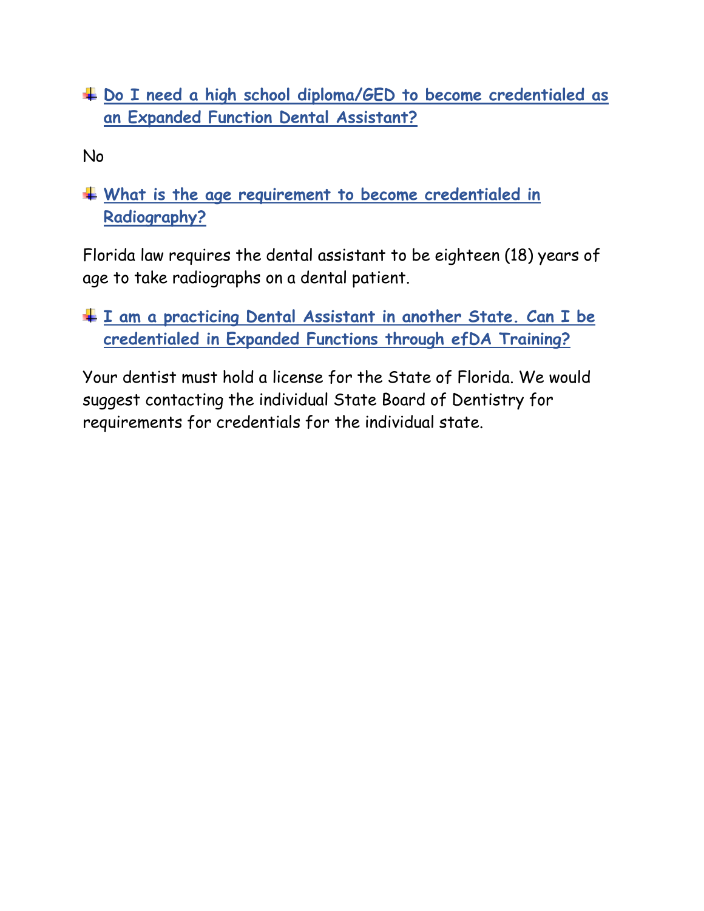- **[Do I need a high school diploma/GED to become credentialed as an Expanded Function Dental Assistant?]**

No

- **[What is the age requirement to become credentialed in Radiography?]**

Florida law requires the dental assistant to be eighteen (18) years of age to take radiographs on a dental patient.

- **[I am a practicing Dental Assistant in another State. Can I be credentialed in Expanded Functions through efDA Training?]**

Your dentist must hold a license for the State of Florida. We would suggest contacting the individual State Board of Dentistry for requirements for credentials for the individual state.